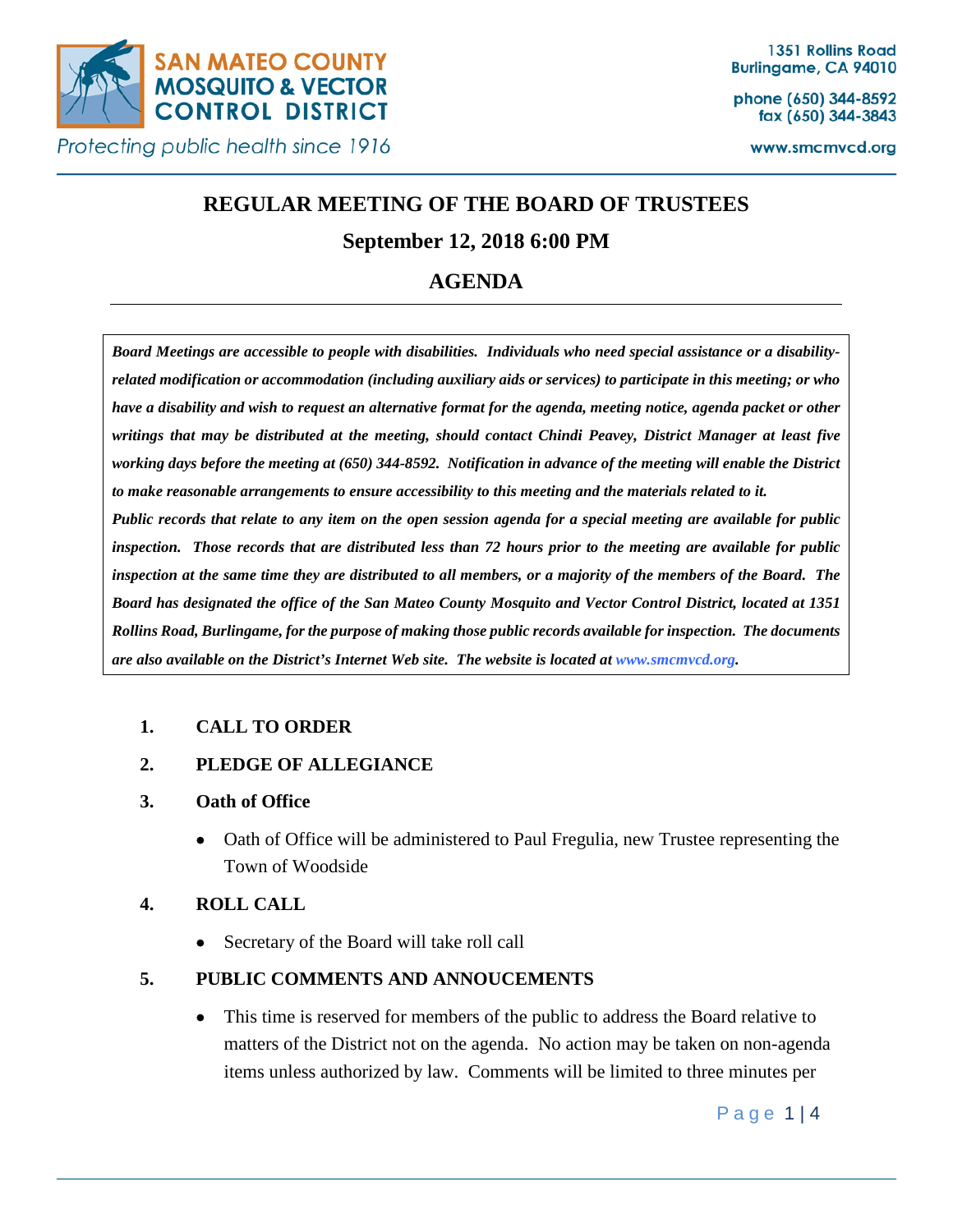SAN MATEO COUNTY MOSQUITO & VECTOR CONTROL DISTRICT

*Protecting public health since 1916*

1351 Rollins Road
Burlingame, CA 94010

phone (650) 344-8592
fax (650) 344-3843

www.smcmvcd.org

# REGULAR MEETING OF THE BOARD OF TRUSTEES

## September 12, 2018 6:00 PM

## AGENDA

***Board Meetings are accessible to people with disabilities. Individuals who need special assistance or a disability-related modification or accommodation (including auxiliary aids or services) to participate in this meeting; or who have a disability and wish to request an alternative format for the agenda, meeting notice, agenda packet or other writings that may be distributed at the meeting, should contact Chindi Peavey, District Manager at least five working days before the meeting at (650) 344-8592. Notification in advance of the meeting will enable the District to make reasonable arrangements to ensure accessibility to this meeting and the materials related to it.***

***Public records that relate to any item on the open session agenda for a special meeting are available for public inspection. Those records that are distributed less than 72 hours prior to the meeting are available for public inspection at the same time they are distributed to all members, or a majority of the members of the Board. The Board has designated the office of the San Mateo County Mosquito and Vector Control District, located at 1351 Rollins Road, Burlingame, for the purpose of making those public records available for inspection. The documents are also available on the District's Internet Web site. The website is located at www.smcmvcd.org.***

1. **CALL TO ORDER**
2. **PLEDGE OF ALLEGIANCE**
3. **Oath of Office**
   - Oath of Office will be administered to Paul Fregulia, new Trustee representing the Town of Woodside
4. **ROLL CALL**
   - Secretary of the Board will take roll call
5. **PUBLIC COMMENTS AND ANNOUCEMENTS**
   - This time is reserved for members of the public to address the Board relative to matters of the District not on the agenda. No action may be taken on non-agenda items unless authorized by law. Comments will be limited to three minutes per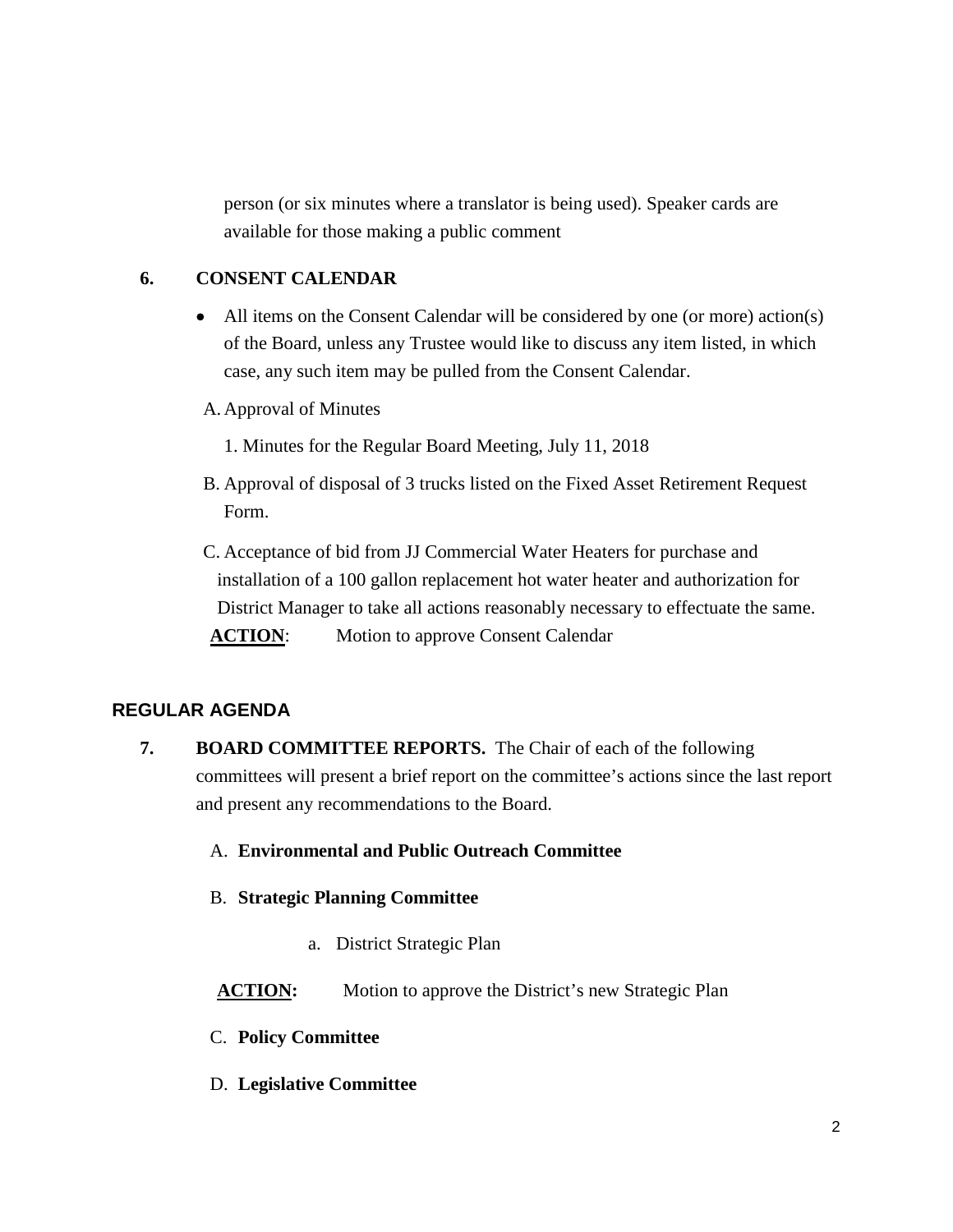person (or six minutes where a translator is being used). Speaker cards are available for those making a public comment

**6. CONSENT CALENDAR**

- All items on the Consent Calendar will be considered by one (or more) action(s) of the Board, unless any Trustee would like to discuss any item listed, in which case, any such item may be pulled from the Consent Calendar.

A. Approval of Minutes

1. Minutes for the Regular Board Meeting, July 11, 2018

B. Approval of disposal of 3 trucks listed on the Fixed Asset Retirement Request Form.

C. Acceptance of bid from JJ Commercial Water Heaters for purchase and installation of a 100 gallon replacement hot water heater and authorization for District Manager to take all actions reasonably necessary to effectuate the same.

**ACTION**: Motion to approve Consent Calendar

## REGULAR AGENDA

**7. BOARD COMMITTEE REPORTS.** The Chair of each of the following committees will present a brief report on the committee's actions since the last report and present any recommendations to the Board.

A. **Environmental and Public Outreach Committee**

B. **Strategic Planning Committee**

a. District Strategic Plan

**ACTION:** Motion to approve the District's new Strategic Plan

C. **Policy Committee**

D. **Legislative Committee**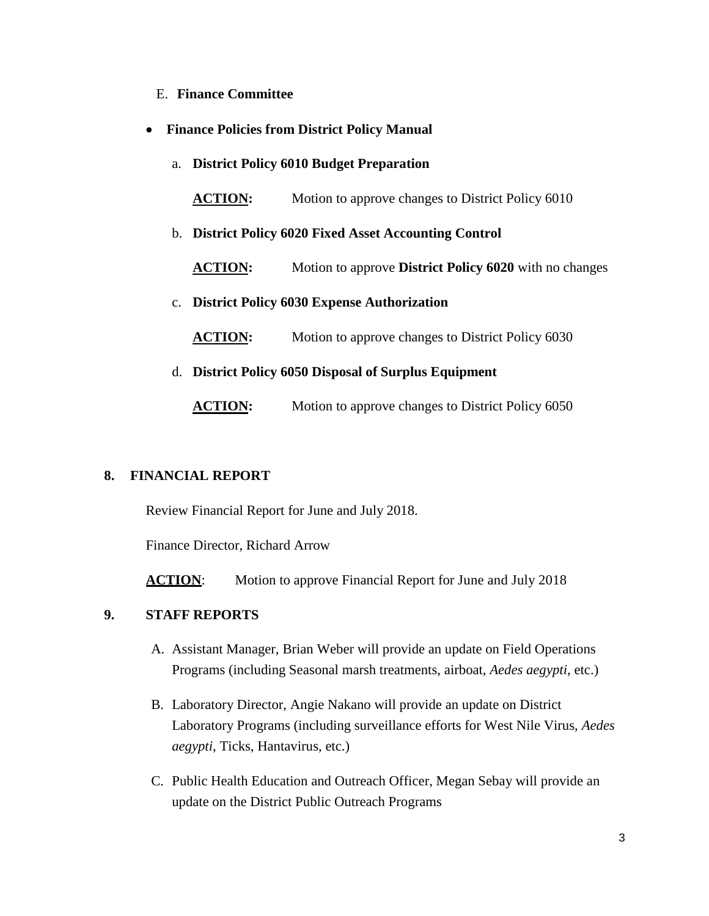E. **Finance Committee**

- **Finance Policies from District Policy Manual**

  a. **District Policy 6010 Budget Preparation**

  **ACTION:** Motion to approve changes to District Policy 6010

  b. **District Policy 6020 Fixed Asset Accounting Control**

  **ACTION:** Motion to approve **District Policy 6020** with no changes

  c. **District Policy 6030 Expense Authorization**

  **ACTION:** Motion to approve changes to District Policy 6030

  d. **District Policy 6050 Disposal of Surplus Equipment**

  **ACTION:** Motion to approve changes to District Policy 6050

**8. FINANCIAL REPORT**

Review Financial Report for June and July 2018.

Finance Director, Richard Arrow

**ACTION**: Motion to approve Financial Report for June and July 2018

**9. STAFF REPORTS**

A. Assistant Manager, Brian Weber will provide an update on Field Operations Programs (including Seasonal marsh treatments, airboat, *Aedes aegypti*, etc.)

B. Laboratory Director, Angie Nakano will provide an update on District Laboratory Programs (including surveillance efforts for West Nile Virus, *Aedes aegypti*, Ticks, Hantavirus, etc.)

C. Public Health Education and Outreach Officer, Megan Sebay will provide an update on the District Public Outreach Programs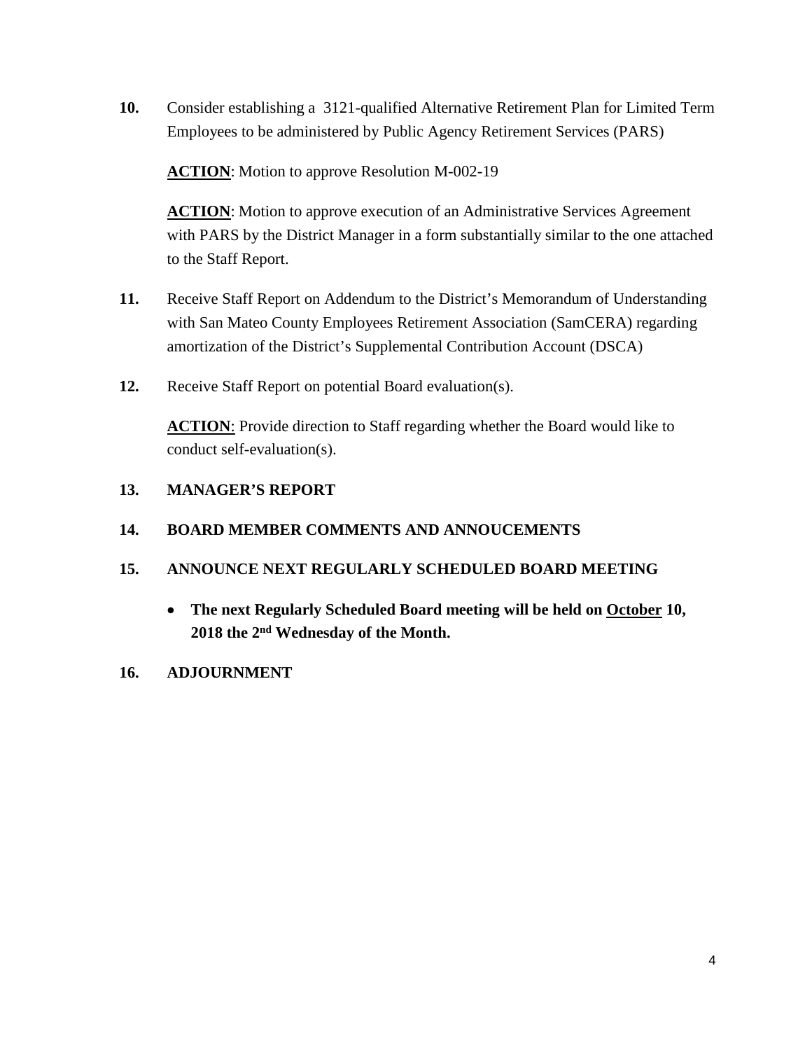**10.** Consider establishing a 3121-qualified Alternative Retirement Plan for Limited Term Employees to be administered by Public Agency Retirement Services (PARS)

**ACTION**: Motion to approve Resolution M-002-19

**ACTION**: Motion to approve execution of an Administrative Services Agreement with PARS by the District Manager in a form substantially similar to the one attached to the Staff Report.

**11.** Receive Staff Report on Addendum to the District's Memorandum of Understanding with San Mateo County Employees Retirement Association (SamCERA) regarding amortization of the District's Supplemental Contribution Account (DSCA)

**12.** Receive Staff Report on potential Board evaluation(s).

**ACTION**: Provide direction to Staff regarding whether the Board would like to conduct self-evaluation(s).

**13. MANAGER'S REPORT**

**14. BOARD MEMBER COMMENTS AND ANNOUCEMENTS**

**15. ANNOUNCE NEXT REGULARLY SCHEDULED BOARD MEETING**

- **The next Regularly Scheduled Board meeting will be held on October 10, 2018 the 2nd Wednesday of the Month.**

**16. ADJOURNMENT**